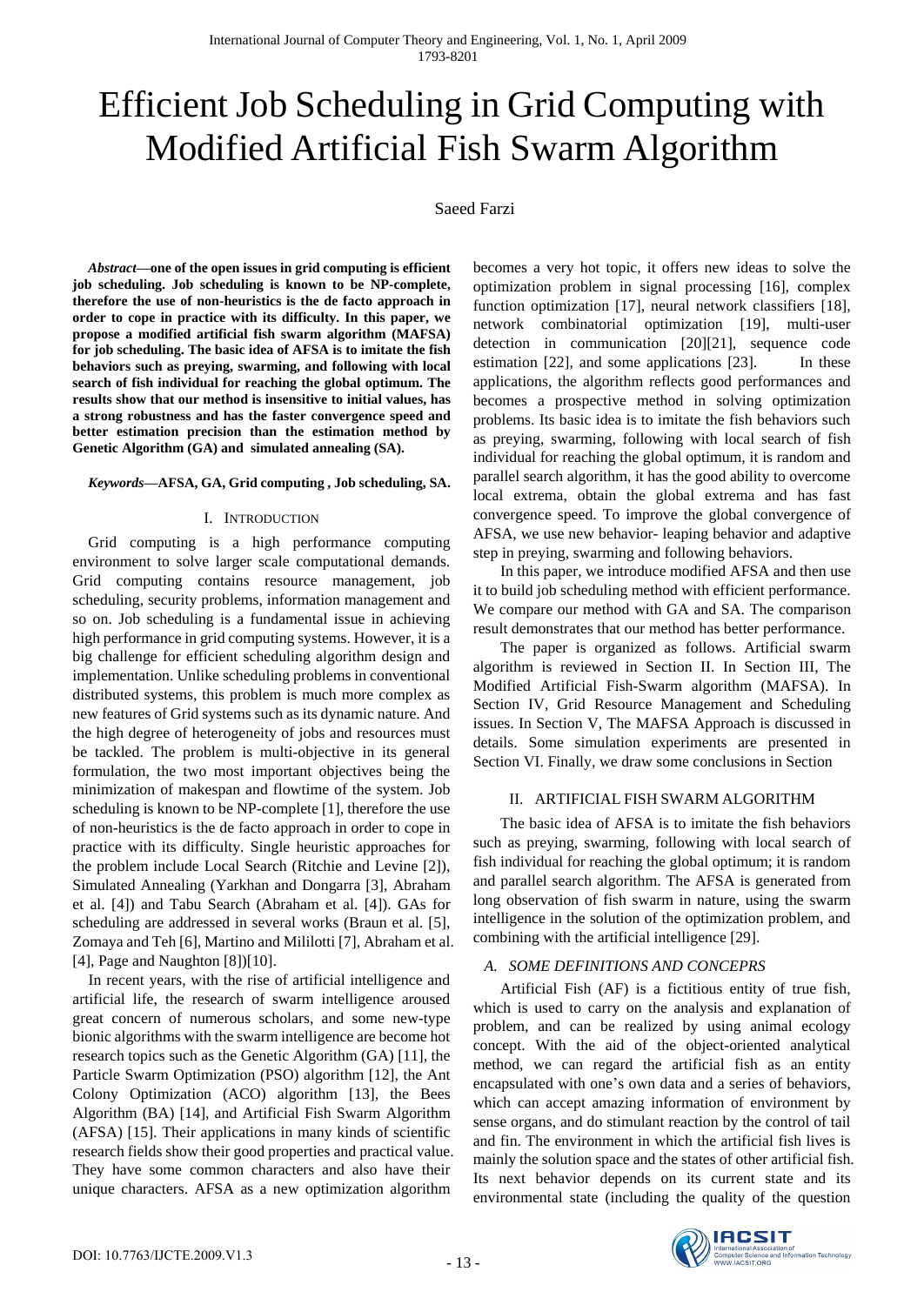# Efficient Job Scheduling in Grid Computing with Modified Artificial Fish Swarm Algorithm

Saeed Farzi

***Abstract*—one of the open issues in grid computing is efficient job scheduling. Job scheduling is known to be NP-complete, therefore the use of non-heuristics is the de facto approach in order to cope in practice with its difficulty. In this paper, we propose a modified artificial fish swarm algorithm (MAFSA) for job scheduling. The basic idea of AFSA is to imitate the fish behaviors such as preying, swarming, and following with local search of fish individual for reaching the global optimum. The results show that our method is insensitive to initial values, has a strong robustness and has the faster convergence speed and better estimation precision than the estimation method by Genetic Algorithm (GA) and simulated annealing (SA).**

***Keywords*—AFSA, GA, Grid computing , Job scheduling, SA.**

## I. Introduction

Grid computing is a high performance computing environment to solve larger scale computational demands. Grid computing contains resource management, job scheduling, security problems, information management and so on. Job scheduling is a fundamental issue in achieving high performance in grid computing systems. However, it is a big challenge for efficient scheduling algorithm design and implementation. Unlike scheduling problems in conventional distributed systems, this problem is much more complex as new features of Grid systems such as its dynamic nature. And the high degree of heterogeneity of jobs and resources must be tackled. The problem is multi-objective in its general formulation, the two most important objectives being the minimization of makespan and flowtime of the system. Job scheduling is known to be NP-complete [1], therefore the use of non-heuristics is the de facto approach in order to cope in practice with its difficulty. Single heuristic approaches for the problem include Local Search (Ritchie and Levine [2]), Simulated Annealing (Yarkhan and Dongarra [3], Abraham et al. [4]) and Tabu Search (Abraham et al. [4]). GAs for scheduling are addressed in several works (Braun et al. [5], Zomaya and Teh [6], Martino and Mililotti [7], Abraham et al. [4], Page and Naughton [8])[10].

In recent years, with the rise of artificial intelligence and artificial life, the research of swarm intelligence aroused great concern of numerous scholars, and some new-type bionic algorithms with the swarm intelligence are become hot research topics such as the Genetic Algorithm (GA) [11], the Particle Swarm Optimization (PSO) algorithm [12], the Ant Colony Optimization (ACO) algorithm [13], the Bees Algorithm (BA) [14], and Artificial Fish Swarm Algorithm (AFSA) [15]. Their applications in many kinds of scientific research fields show their good properties and practical value. They have some common characters and also have their unique characters. AFSA as a new optimization algorithm becomes a very hot topic, it offers new ideas to solve the optimization problem in signal processing [16], complex function optimization [17], neural network classifiers [18], network combinatorial optimization [19], multi-user detection in communication [20][21], sequence code estimation [22], and some applications [23]. In these applications, the algorithm reflects good performances and becomes a prospective method in solving optimization problems. Its basic idea is to imitate the fish behaviors such as preying, swarming, following with local search of fish individual for reaching the global optimum, it is random and parallel search algorithm, it has the good ability to overcome local extrema, obtain the global extrema and has fast convergence speed. To improve the global convergence of AFSA, we use new behavior- leaping behavior and adaptive step in preying, swarming and following behaviors.

In this paper, we introduce modified AFSA and then use it to build job scheduling method with efficient performance. We compare our method with GA and SA. The comparison result demonstrates that our method has better performance.

The paper is organized as follows. Artificial swarm algorithm is reviewed in Section II. In Section III, The Modified Artificial Fish-Swarm algorithm (MAFSA). In Section IV, Grid Resource Management and Scheduling issues. In Section V, The MAFSA Approach is discussed in details. Some simulation experiments are presented in Section VI. Finally, we draw some conclusions in Section

## II. Artificial Fish Swarm Algorithm

The basic idea of AFSA is to imitate the fish behaviors such as preying, swarming, following with local search of fish individual for reaching the global optimum; it is random and parallel search algorithm. The AFSA is generated from long observation of fish swarm in nature, using the swarm intelligence in the solution of the optimization problem, and combining with the artificial intelligence [29].

### A. Some Definitions and ConcepRs

Artificial Fish (AF) is a fictitious entity of true fish, which is used to carry on the analysis and explanation of problem, and can be realized by using animal ecology concept. With the aid of the object-oriented analytical method, we can regard the artificial fish as an entity encapsulated with one's own data and a series of behaviors, which can accept amazing information of environment by sense organs, and do stimulant reaction by the control of tail and fin. The environment in which the artificial fish lives is mainly the solution space and the states of other artificial fish. Its next behavior depends on its current state and its environmental state (including the quality of the question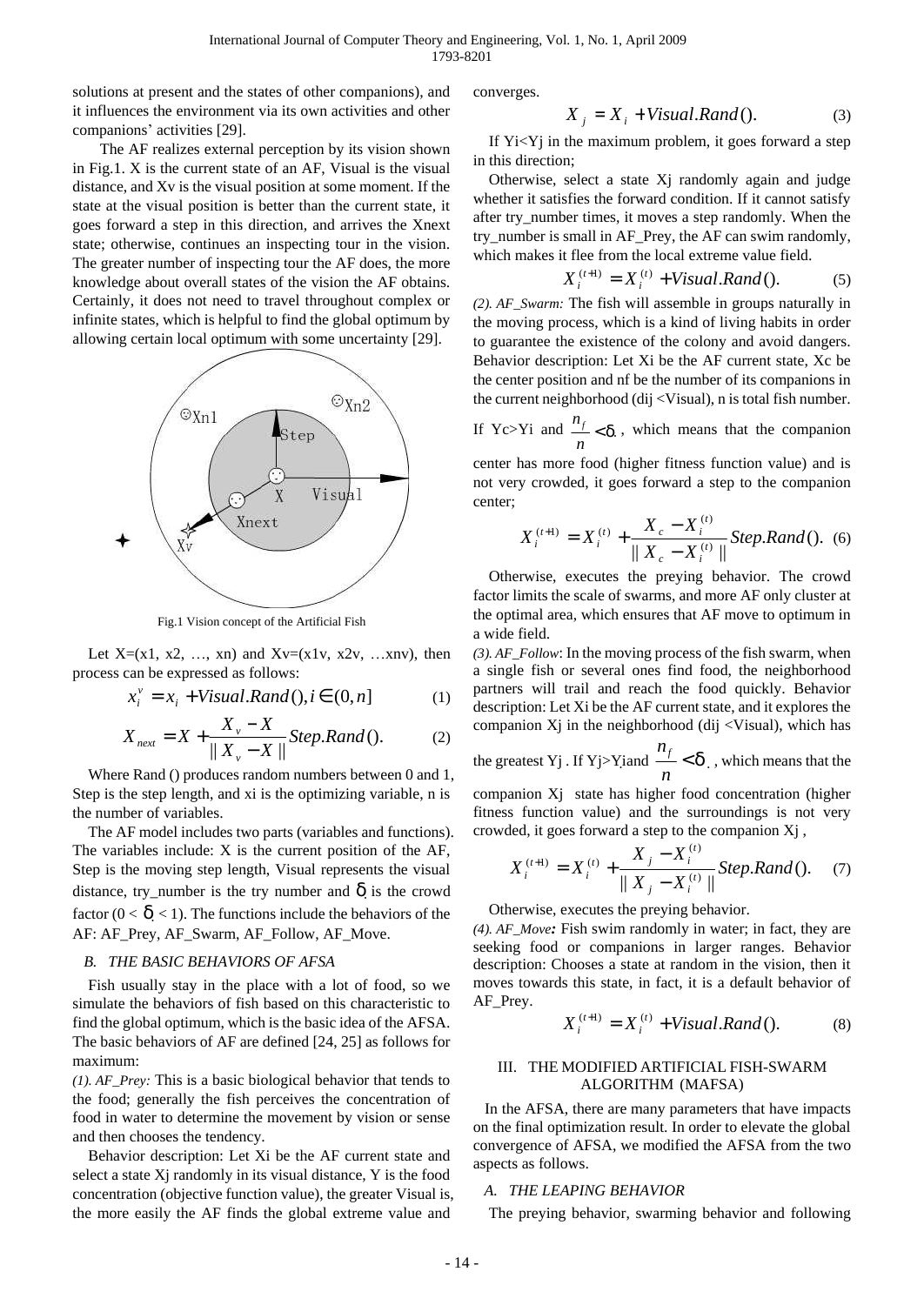solutions at present and the states of other companions), and it influences the environment via its own activities and other companions' activities [29].

The AF realizes external perception by its vision shown in Fig.1. X is the current state of an AF, Visual is the visual distance, and Xv is the visual position at some moment. If the state at the visual position is better than the current state, it goes forward a step in this direction, and arrives the Xnext state; otherwise, continues an inspecting tour in the vision. The greater number of inspecting tour the AF does, the more knowledge about overall states of the vision the AF obtains. Certainly, it does not need to travel throughout complex or infinite states, which is helpful to find the global optimum by allowing certain local optimum with some uncertainty [29].

Fig.1 Vision concept of the Artificial Fish

Let X=(x1, x2, …, xn) and Xv=(x1v, x2v, …xnv), then process can be expressed as follows:

$$x_i^v = x_i + Visual.Rand(), i \in (0, n] \quad (1)$$

$$X_{next} = X + \frac{X_v - X}{\| X_v - X \|} Step.Rand(). \quad (2)$$

Where Rand () produces random numbers between 0 and 1, Step is the step length, and xi is the optimizing variable, n is the number of variables.

The AF model includes two parts (variables and functions). The variables include: X is the current position of the AF, Step is the moving step length, Visual represents the visual distance, try_number is the try number and $\delta$ is the crowd factor ($0 < \delta < 1$). The functions include the behaviors of the AF: AF_Prey, AF_Swarm, AF_Follow, AF_Move.

### B. THE BASIC BEHAVIORS OF AFSA

Fish usually stay in the place with a lot of food, so we simulate the behaviors of fish based on this characteristic to find the global optimum, which is the basic idea of the AFSA. The basic behaviors of AF are defined [24, 25] as follows for maximum:

*(1). AF_Prey:* This is a basic biological behavior that tends to the food; generally the fish perceives the concentration of food in water to determine the movement by vision or sense and then chooses the tendency.

Behavior description: Let Xi be the AF current state and select a state Xj randomly in its visual distance, Y is the food concentration (objective function value), the greater Visual is, the more easily the AF finds the global extreme value and converges.

$$X_j = X_i + Visual.Rand(). \quad (3)$$

If Yi<Yj in the maximum problem, it goes forward a step in this direction;

Otherwise, select a state Xj randomly again and judge whether it satisfies the forward condition. If it cannot satisfy after try_number times, it moves a step randomly. When the try_number is small in AF_Prey, the AF can swim randomly, which makes it flee from the local extreme value field.

$$X_i^{(t+1)} = X_i^{(t)} + Visual.Rand(). \quad (5)$$

*(2). AF_Swarm:* The fish will assemble in groups naturally in the moving process, which is a kind of living habits in order to guarantee the existence of the colony and avoid dangers. Behavior description: Let Xi be the AF current state, Xc be the center position and nf be the number of its companions in the current neighborhood (dij <Visual), n is total fish number. If Yc>Yi and $\frac{n_f}{n} < \delta$, which means that the companion center has more food (higher fitness function value) and is not very crowded, it goes forward a step to the companion center;

$$X_i^{(t+1)} = X_i^{(t)} + \frac{X_c - X_i^{(t)}}{\| X_c - X_i^{(t)} \|} Step.Rand(). \quad (6)$$

Otherwise, executes the preying behavior. The crowd factor limits the scale of swarms, and more AF only cluster at the optimal area, which ensures that AF move to optimum in a wide field.

*(3). AF_Follow*: In the moving process of the fish swarm, when a single fish or several ones find food, the neighborhood partners will trail and reach the food quickly. Behavior description: Let Xi be the AF current state, and it explores the companion Xj in the neighborhood (dij <Visual), which has the greatest Yj . If Yj>Yi and $\frac{n_f}{n} < \delta$, which means that the companion Xj state has higher food concentration (higher fitness function value) and the surroundings is not very crowded, it goes forward a step to the companion Xj ,

$$X_i^{(t+1)} = X_i^{(t)} + \frac{X_j - X_i^{(t)}}{\| X_j - X_i^{(t)} \|} Step.Rand(). \quad (7)$$

Otherwise, executes the preying behavior.

*(4). AF_Move:* Fish swim randomly in water; in fact, they are seeking food or companions in larger ranges. Behavior description: Chooses a state at random in the vision, then it moves towards this state, in fact, it is a default behavior of AF_Prey.

$$X_i^{(t+1)} = X_i^{(t)} + Visual.Rand(). \quad (8)$$

## III. THE MODIFIED ARTIFICIAL FISH-SWARM ALGORITHM (MAFSA)

In the AFSA, there are many parameters that have impacts on the final optimization result. In order to elevate the global convergence of AFSA, we modified the AFSA from the two aspects as follows.

### A. THE LEAPING BEHAVIOR

The preying behavior, swarming behavior and following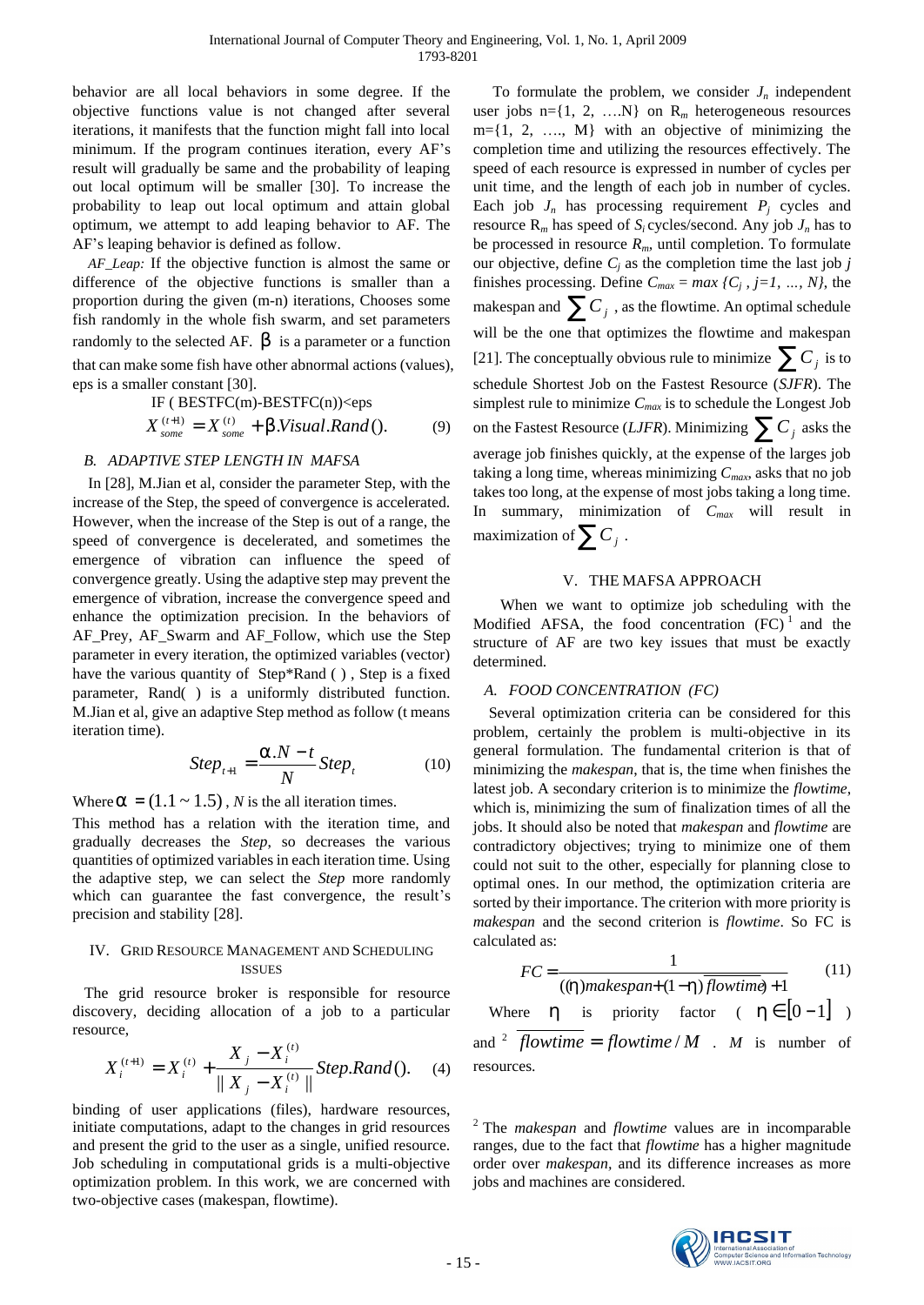behavior are all local behaviors in some degree. If the objective functions value is not changed after several iterations, it manifests that the function might fall into local minimum. If the program continues iteration, every AF's result will gradually be same and the probability of leaping out local optimum will be smaller [30]. To increase the probability to leap out local optimum and attain global optimum, we attempt to add leaping behavior to AF. The AF's leaping behavior is defined as follow.

*AF_Leap:* If the objective function is almost the same or difference of the objective functions is smaller than a proportion during the given (m-n) iterations, Chooses some fish randomly in the whole fish swarm, and set parameters randomly to the selected AF. $\beta$ is a parameter or a function that can make some fish have other abnormal actions (values), eps is a smaller constant [30].

IF ( BESTFC(m)-BESTFC(n))<eps

$$X_{some}^{(t+1)} = X_{some}^{(t)} + \beta.Visual.Rand(). \quad (9)$$

### B. ADAPTIVE STEP LENGTH IN MAFSA

In [28], M.Jian et al, consider the parameter Step, with the increase of the Step, the speed of convergence is accelerated. However, when the increase of the Step is out of a range, the speed of convergence is decelerated, and sometimes the emergence of vibration can influence the speed of convergence greatly. Using the adaptive step may prevent the emergence of vibration, increase the convergence speed and enhance the optimization precision. In the behaviors of AF_Prey, AF_Swarm and AF_Follow, which use the Step parameter in every iteration, the optimized variables (vector) have the various quantity of Step*Rand ( ) , Step is a fixed parameter, Rand( ) is a uniformly distributed function. M.Jian et al, give an adaptive Step method as follow (t means iteration time).

$$Step_{t+1} = \frac{\alpha.N - t}{N} Step_t \quad (10)$$

Where $\alpha = (1.1 \sim 1.5)$ , $N$ is the all iteration times.

This method has a relation with the iteration time, and gradually decreases the *Step*, so decreases the various quantities of optimized variables in each iteration time. Using the adaptive step, we can select the *Step* more randomly which can guarantee the fast convergence, the result's precision and stability [28].

## IV. GRID RESOURCE MANAGEMENT AND SCHEDULING ISSUES

The grid resource broker is responsible for resource discovery, deciding allocation of a job to a particular resource,

$$X_i^{(t+1)} = X_i^{(t)} + \frac{X_j - X_i^{(t)}}{\| X_j - X_i^{(t)} \|} Step.Rand(). \quad (4)$$

binding of user applications (files), hardware resources, initiate computations, adapt to the changes in grid resources and present the grid to the user as a single, unified resource. Job scheduling in computational grids is a multi-objective optimization problem. In this work, we are concerned with two-objective cases (makespan, flowtime).

To formulate the problem, we consider $J_n$ independent user jobs n={1, 2, ….N} on $R_m$ heterogeneous resources m={1, 2, …., M} with an objective of minimizing the completion time and utilizing the resources effectively. The speed of each resource is expressed in number of cycles per unit time, and the length of each job in number of cycles. Each job $J_n$ has processing requirement $P_j$ cycles and resource $R_m$ has speed of $S_i$ cycles/second. Any job $J_n$ has to be processed in resource $R_m$, until completion. To formulate our objective, define $C_j$ as the completion time the last job $j$ finishes processing. Define $C_{max} = max \{C_j , j=1, ..., N\}$, the makespan and $\sum C_j$ , as the flowtime. An optimal schedule will be the one that optimizes the flowtime and makespan [21]. The conceptually obvious rule to minimize $\sum C_j$ is to schedule Shortest Job on the Fastest Resource (*SJFR*). The simplest rule to minimize $C_{max}$ is to schedule the Longest Job on the Fastest Resource (*LJFR*). Minimizing $\sum C_j$ asks the average job finishes quickly, at the expense of the larges job taking a long time, whereas minimizing $C_{max}$, asks that no job takes too long, at the expense of most jobs taking a long time. In summary, minimization of $C_{max}$ will result in maximization of $\sum C_j$ .

## V. THE MAFSA APPROACH

When we want to optimize job scheduling with the Modified AFSA, the food concentration (FC) [1] and the structure of AF are two key issues that must be exactly determined.

### A. FOOD CONCENTRATION (FC)

Several optimization criteria can be considered for this problem, certainly the problem is multi-objective in its general formulation. The fundamental criterion is that of minimizing the *makespan*, that is, the time when finishes the latest job. A secondary criterion is to minimize the *flowtime*, which is, minimizing the sum of finalization times of all the jobs. It should also be noted that *makespan* and *flowtime* are contradictory objectives; trying to minimize one of them could not suit to the other, especially for planning close to optimal ones. In our method, the optimization criteria are sorted by their importance. The criterion with more priority is *makespan* and the second criterion is *flowtime*. So FC is calculated as:

$$FC = \frac{1}{((\eta) makespan + (1-\eta)\, \overline{flowtime}) + 1} \quad (11)$$

Where $\eta$ is priority factor ( $\eta \in [0-1]$ ) and [2] $\overline{flowtime} = flowtime / M$ . $M$ is number of resources.

[2] The *makespan* and *flowtime* values are in incomparable ranges, due to the fact that *flowtime* has a higher magnitude order over *makespan*, and its difference increases as more jobs and machines are considered.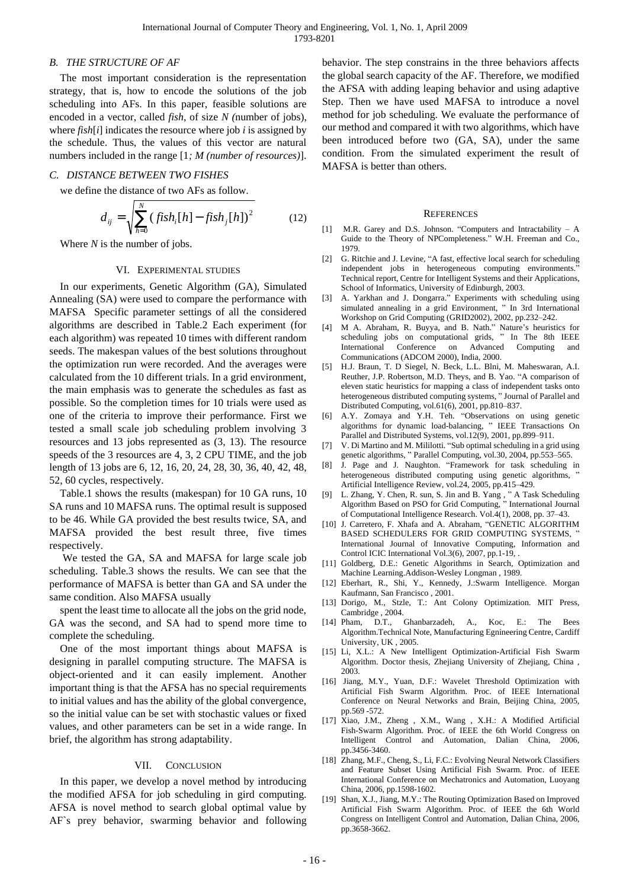### B. THE STRUCTURE OF AF

The most important consideration is the representation strategy, that is, how to encode the solutions of the job scheduling into AFs. In this paper, feasible solutions are encoded in a vector, called *fish*, of size *N (*number of jobs), where *fish*[*i*] indicates the resource where job *i* is assigned by the schedule. Thus, the values of this vector are natural numbers included in the range [1*; M (number of resources)*].

### C. DISTANCE BETWEEN TWO FISHES

we define the distance of two AFs as follow.

$$d_{ij} = \sqrt{\sum_{h=0}^{N} (fish_i[h] - fish_j[h])^2} \qquad (12)$$

Where *N* is the number of jobs.

## VI. EXPERIMENTAL STUDIES

In our experiments, Genetic Algorithm (GA), Simulated Annealing (SA) were used to compare the performance with MAFSA Specific parameter settings of all the considered algorithms are described in Table.2 Each experiment (for each algorithm) was repeated 10 times with different random seeds. The makespan values of the best solutions throughout the optimization run were recorded. And the averages were calculated from the 10 different trials. In a grid environment, the main emphasis was to generate the schedules as fast as possible. So the completion times for 10 trials were used as one of the criteria to improve their performance. First we tested a small scale job scheduling problem involving 3 resources and 13 jobs represented as (3, 13). The resource speeds of the 3 resources are 4, 3, 2 CPU TIME, and the job length of 13 jobs are 6, 12, 16, 20, 24, 28, 30, 36, 40, 42, 48, 52, 60 cycles, respectively.

Table.1 shows the results (makespan) for 10 GA runs, 10 SA runs and 10 MAFSA runs. The optimal result is supposed to be 46. While GA provided the best results twice, SA, and MAFSA provided the best result three, five times respectively.

We tested the GA, SA and MAFSA for large scale job scheduling. Table.3 shows the results. We can see that the performance of MAFSA is better than GA and SA under the same condition. Also MAFSA usually

spent the least time to allocate all the jobs on the grid node, GA was the second, and SA had to spend more time to complete the scheduling.

One of the most important things about MAFSA is designing in parallel computing structure. The MAFSA is object-oriented and it can easily implement. Another important thing is that the AFSA has no special requirements to initial values and has the ability of the global convergence, so the initial value can be set with stochastic values or fixed values, and other parameters can be set in a wide range. In brief, the algorithm has strong adaptability.

## VII. CONCLUSION

In this paper, we develop a novel method by introducing the modified AFSA for job scheduling in gird computing. AFSA is novel method to search global optimal value by AF`s prey behavior, swarming behavior and following behavior. The step constrains in the three behaviors affects the global search capacity of the AF. Therefore, we modified the AFSA with adding leaping behavior and using adaptive Step. Then we have used MAFSA to introduce a novel method for job scheduling. We evaluate the performance of our method and compared it with two algorithms, which have been introduced before two (GA, SA), under the same condition. From the simulated experiment the result of MAFSA is better than others.

## REFERENCES

[1] M.R. Garey and D.S. Johnson. "Computers and Intractability – A Guide to the Theory of NPCompleteness." W.H. Freeman and Co., 1979.

[2] G. Ritchie and J. Levine, "A fast, effective local search for scheduling independent jobs in heterogeneous computing environments." Technical report, Centre for Intelligent Systems and their Applications, School of Informatics, University of Edinburgh, 2003.

[3] A. Yarkhan and J. Dongarra." Experiments with scheduling using simulated annealing in a grid Environment, " In 3rd International Workshop on Grid Computing (GRID2002), 2002, pp.232–242.

[4] M A. Abraham, R. Buyya, and B. Nath." Nature's heuristics for scheduling jobs on computational grids, " In The 8th IEEE International Conference on Advanced Computing and Communications (ADCOM 2000), India, 2000.

[5] H.J. Braun, T. D Siegel, N. Beck, L.L. Blni, M. Maheswaran, A.I. Reuther, J.P. Robertson, M.D. Theys, and B. Yao. "A comparison of eleven static heuristics for mapping a class of independent tasks onto heterogeneous distributed computing systems, " Journal of Parallel and Distributed Computing, vol.61(6), 2001, pp.810–837.

[6] A.Y. Zomaya and Y.H. Teh. "Observations on using genetic algorithms for dynamic load-balancing, " IEEE Transactions On Parallel and Distributed Systems, vol.12(9), 2001, pp.899–911.

[7] V. Di Martino and M. Mililotti. "Sub optimal scheduling in a grid using genetic algorithms, " Parallel Computing, vol.30, 2004, pp.553–565.

[8] J. Page and J. Naughton. "Framework for task scheduling in heterogeneous distributed computing using genetic algorithms, " Artificial Intelligence Review, vol.24, 2005, pp.415–429.

[9] L. Zhang, Y. Chen, R. sun, S. Jin and B. Yang , " A Task Scheduling Algorithm Based on PSO for Grid Computing, " International Journal of Computational Intelligence Research. Vol.4(1), 2008, pp. 37–43.

[10] J. Carretero, F. Xhafa and A. Abraham, "GENETIC ALGORITHM BASED SCHEDULERS FOR GRID COMPUTING SYSTEMS, " International Journal of Innovative Computing, Information and Control ICIC International Vol.3(6), 2007, pp.1-19, .

[11] Goldberg, D.E.: Genetic Algorithms in Search, Optimization and Machine Learning.Addison-Wesley Longman , 1989.

[12] Eberhart, R., Shi, Y., Kennedy, J.:Swarm Intelligence. Morgan Kaufmann, San Francisco , 2001.

[13] Dorigo, M., Stzle, T.: Ant Colony Optimization. MIT Press, Cambridge , 2004.

[14] Pham, D.T., Ghanbarzadeh, A., Koc, E.: The Bees Algorithm.Technical Note, Manufacturing Egnineering Centre, Cardiff University, UK , 2005.

[15] Li, X.L.: A New Intelligent Optimization-Artificial Fish Swarm Algorithm. Doctor thesis, Zhejiang University of Zhejiang, China , 2003.

[16] Jiang, M.Y., Yuan, D.F.: Wavelet Threshold Optimization with Artificial Fish Swarm Algorithm. Proc. of IEEE International Conference on Neural Networks and Brain, Beijing China, 2005, pp.569 -572.

[17] Xiao, J.M., Zheng , X.M., Wang , X.H.: A Modified Artificial Fish-Swarm Algorithm. Proc. of IEEE the 6th World Congress on Intelligent Control and Automation, Dalian China, 2006, pp.3456-3460.

[18] Zhang, M.F., Cheng, S., Li, F.C.: Evolving Neural Network Classifiers and Feature Subset Using Artificial Fish Swarm. Proc. of IEEE International Conference on Mechatronics and Automation, Luoyang China, 2006, pp.1598-1602.

[19] Shan, X.J., Jiang, M.Y.: The Routing Optimization Based on Improved Artificial Fish Swarm Algorithm. Proc. of IEEE the 6th World Congress on Intelligent Control and Automation, Dalian China, 2006, pp.3658-3662.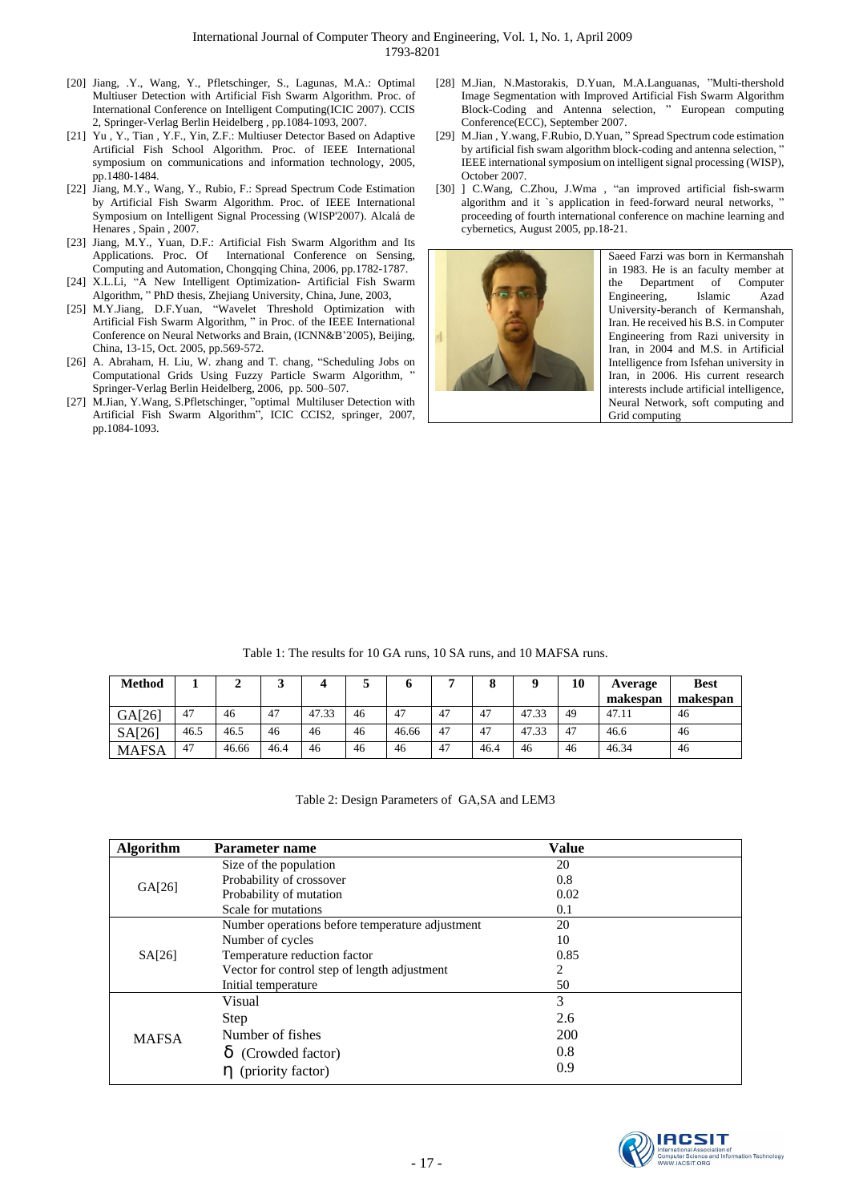[20] Jiang, .Y., Wang, Y., Pfletschinger, S., Lagunas, M.A.: Optimal Multiuser Detection with Artificial Fish Swarm Algorithm. Proc. of International Conference on Intelligent Computing(ICIC 2007). CCIS 2, Springer-Verlag Berlin Heidelberg , pp.1084-1093, 2007.

[21] Yu , Y., Tian , Y.F., Yin, Z.F.: Multiuser Detector Based on Adaptive Artificial Fish School Algorithm. Proc. of IEEE International symposium on communications and information technology, 2005, pp.1480-1484.

[22] Jiang, M.Y., Wang, Y., Rubio, F.: Spread Spectrum Code Estimation by Artificial Fish Swarm Algorithm. Proc. of IEEE International Symposium on Intelligent Signal Processing (WISP'2007). Alcalá de Henares , Spain , 2007.

[23] Jiang, M.Y., Yuan, D.F.: Artificial Fish Swarm Algorithm and Its Applications. Proc. Of International Conference on Sensing, Computing and Automation, Chongqing China, 2006, pp.1782-1787.

[24] X.L.Li, "A New Intelligent Optimization- Artificial Fish Swarm Algorithm, " PhD thesis, Zhejiang University, China, June, 2003,

[25] M.Y.Jiang, D.F.Yuan, "Wavelet Threshold Optimization with Artificial Fish Swarm Algorithm, " in Proc. of the IEEE International Conference on Neural Networks and Brain, (ICNN&B'2005), Beijing, China, 13-15, Oct. 2005, pp.569-572.

[26] A. Abraham, H. Liu, W. zhang and T. chang, "Scheduling Jobs on Computational Grids Using Fuzzy Particle Swarm Algorithm, " Springer-Verlag Berlin Heidelberg, 2006, pp. 500–507.

[27] M.Jian, Y.Wang, S.Pfletschinger, "optimal Multiluser Detection with Artificial Fish Swarm Algorithm", ICIC CCIS2, springer, 2007, pp.1084-1093.

[28] M.Jian, N.Mastorakis, D.Yuan, M.A.Languanas, "Multi-thershold Image Segmentation with Improved Artificial Fish Swarm Algorithm Block-Coding and Antenna selection, " European computing Conference(ECC), September 2007.

[29] M.Jian , Y.wang, F.Rubio, D.Yuan, " Spread Spectrum code estimation by artificial fish swam algorithm block-coding and antenna selection, " IEEE international symposium on intelligent signal processing (WISP), October 2007.

[30] ] C.Wang, C.Zhou, J.Wma , "an improved artificial fish-swarm algorithm and it `s application in feed-forward neural networks, " proceeding of fourth international conference on machine learning and cybernetics, August 2005, pp.18-21.

Saeed Farzi was born in Kermanshah in 1983. He is an faculty member at the Department of Computer Engineering, Islamic Azad University-beranch of Kermanshah, Iran. He received his B.S. in Computer Engineering from Razi university in Iran, in 2004 and M.S. in Artificial Intelligence from Isfehan university in Iran, in 2006. His current research interests include artificial intelligence, Neural Network, soft computing and Grid computing

Table 1: The results for 10 GA runs, 10 SA runs, and 10 MAFSA runs.

| Method | 1 | 2 | 3 | 4 | 5 | 6 | 7 | 8 | 9 | 10 | Average makespan | Best makespan |
|---|---|---|---|---|---|---|---|---|---|---|---|---|
| GA[26] | 47 | 46 | 47 | 47.33 | 46 | 47 | 47 | 47 | 47.33 | 49 | 47.11 | 46 |
| SA[26] | 46.5 | 46.5 | 46 | 46 | 46 | 46.66 | 47 | 47 | 47.33 | 47 | 46.6 | 46 |
| MAFSA | 47 | 46.66 | 46.4 | 46 | 46 | 46 | 47 | 46.4 | 46 | 46 | 46.34 | 46 |

Table 2: Design Parameters of GA,SA and LEM3

| Algorithm | Parameter name | Value |
|---|---|---|
| GA[26] | Size of the population | 20 |
| | Probability of crossover | 0.8 |
| | Probability of mutation | 0.02 |
| | Scale for mutations | 0.1 |
| SA[26] | Number operations before temperature adjustment | 20 |
| | Number of cycles | 10 |
| | Temperature reduction factor | 0.85 |
| | Vector for control step of length adjustment | 2 |
| | Initial temperature | 50 |
| MAFSA | Visual | 3 |
| | Step | 2.6 |
| | Number of fishes | 200 |
| | $\delta$ (Crowded factor) | 0.8 |
| | $\eta$ (priority factor) | 0.9 |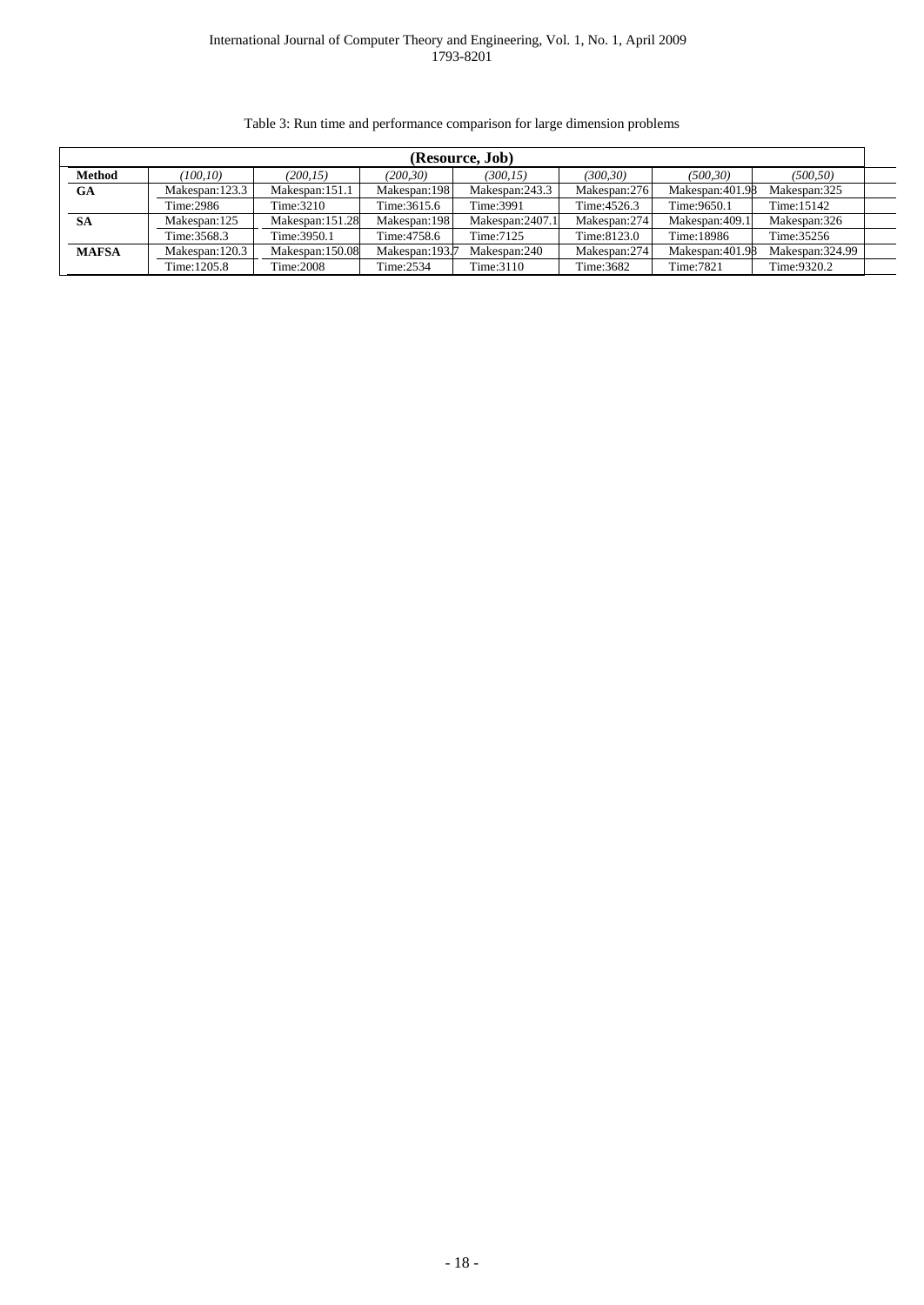Table 3: Run time and performance comparison for large dimension problems

| Method | (Resource, Job) | | | | | | |
|---|---|---|---|---|---|---|---|
| | *(100,10)* | *(200,15)* | *(200,30)* | *(300,15)* | *(300,30)* | *(500,30)* | *(500,50)* |
| **GA** | Makespan:123.3 | Makespan:151.1 | Makespan:198 | Makespan:243.3 | Makespan:276 | Makespan:401.98 | Makespan:325 |
| | Time:2986 | Time:3210 | Time:3615.6 | Time:3991 | Time:4526.3 | Time:9650.1 | Time:15142 |
| **SA** | Makespan:125 | Makespan:151.28 | Makespan:198 | Makespan:2407.1 | Makespan:274 | Makespan:409.1 | Makespan:326 |
| | Time:3568.3 | Time:3950.1 | Time:4758.6 | Time:7125 | Time:8123.0 | Time:18986 | Time:35256 |
| **MAFSA** | Makespan:120.3 | Makespan:150.08 | Makespan:193.7 | Makespan:240 | Makespan:274 | Makespan:401.98 | Makespan:324.99 |
| | Time:1205.8 | Time:2008 | Time:2534 | Time:3110 | Time:3682 | Time:7821 | Time:9320.2 |